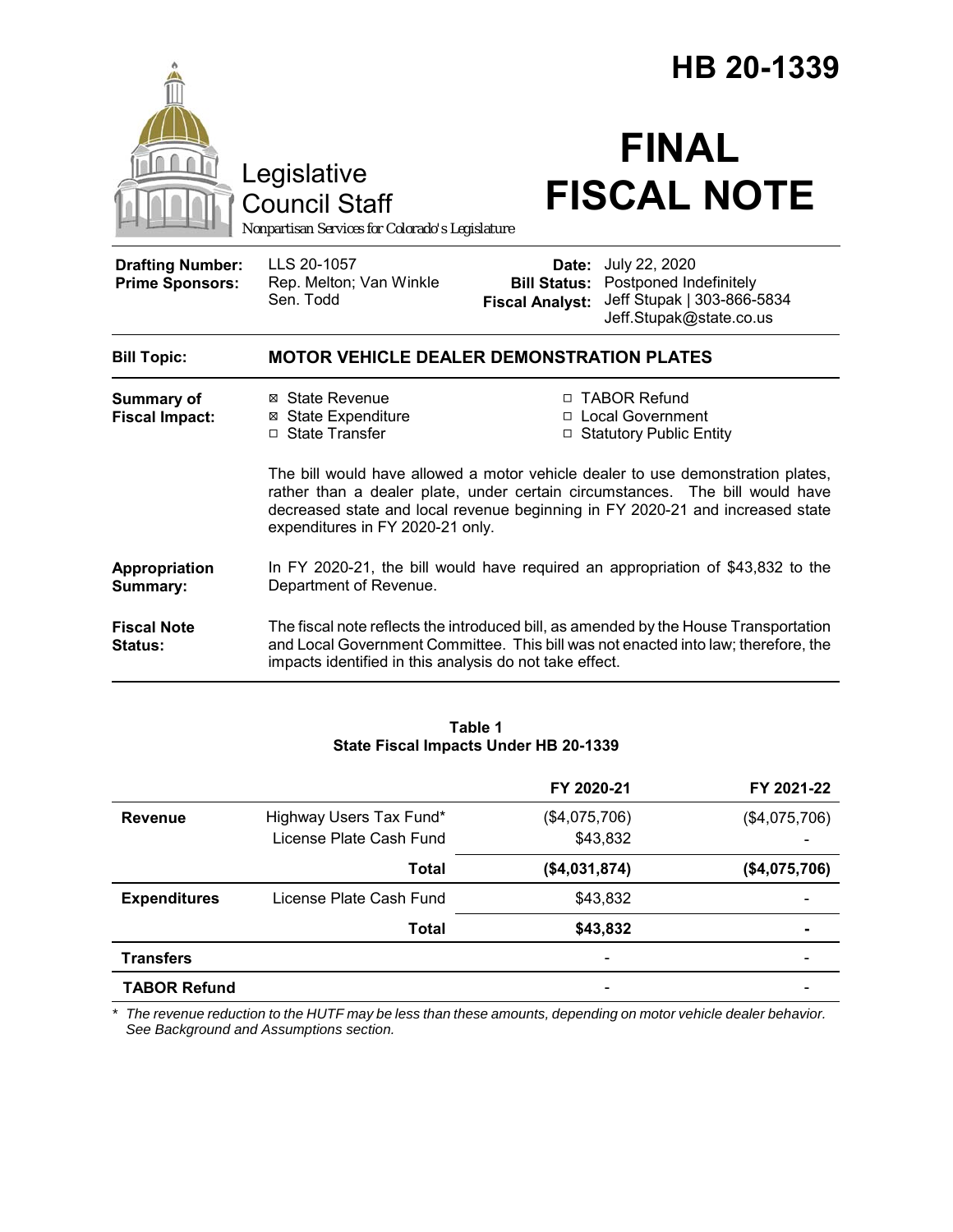# HB 20-1339

Legislative Council Staff

*Nonpartisan Services for Colorado's Legislature*

# FINAL FISCAL NOTE

| | | | |
|---|---|---|---|
| **Drafting Number:** | LLS 20-1057 | **Date:** | July 22, 2020 |
| **Prime Sponsors:** | Rep. Melton; Van Winkle<br>Sen. Todd | **Bill Status:** | Postponed Indefinitely |
| | | **Fiscal Analyst:** | Jeff Stupak \| 303-866-5834<br>Jeff.Stupak@state.co.us |

| | |
|---|---|
| **Bill Topic:** | **MOTOR VEHICLE DEALER DEMONSTRATION PLATES** |
| **Summary of Fiscal Impact:** | ☒ State Revenue<br>☒ State Expenditure<br>☐ State Transfer<br>☐ TABOR Refund<br>☐ Local Government<br>☐ Statutory Public Entity<br><br>The bill would have allowed a motor vehicle dealer to use demonstration plates, rather than a dealer plate, under certain circumstances. The bill would have decreased state and local revenue beginning in FY 2020-21 and increased state expenditures in FY 2020-21 only. |
| **Appropriation Summary:** | In FY 2020-21, the bill would have required an appropriation of $43,832 to the Department of Revenue. |
| **Fiscal Note Status:** | The fiscal note reflects the introduced bill, as amended by the House Transportation and Local Government Committee. This bill was not enacted into law; therefore, the impacts identified in this analysis do not take effect. |

**Table 1**
**State Fiscal Impacts Under HB 20-1339**

| | | FY 2020-21 | FY 2021-22 |
|---|---|---|---|
| **Revenue** | Highway Users Tax Fund* | ($4,075,706) | ($4,075,706) |
| | License Plate Cash Fund | $43,832 | - |
| | **Total** | **($4,031,874)** | **($4,075,706)** |
| **Expenditures** | License Plate Cash Fund | $43,832 | - |
| | **Total** | **$43,832** | **-** |
| **Transfers** | | - | - |
| **TABOR Refund** | | - | - |

\* *The revenue reduction to the HUTF may be less than these amounts, depending on motor vehicle dealer behavior. See Background and Assumptions section.*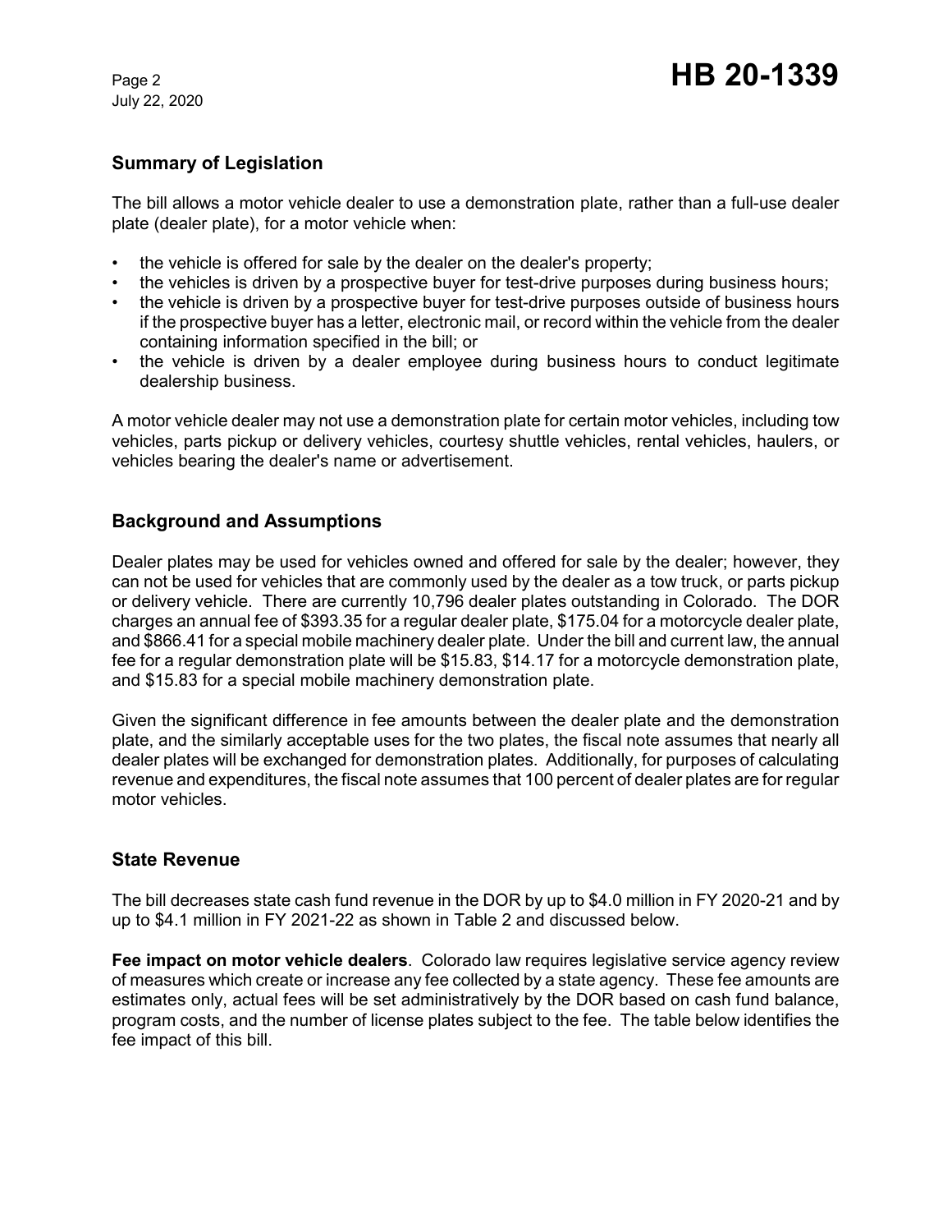## Summary of Legislation

The bill allows a motor vehicle dealer to use a demonstration plate, rather than a full-use dealer plate (dealer plate), for a motor vehicle when:

- the vehicle is offered for sale by the dealer on the dealer's property;
- the vehicles is driven by a prospective buyer for test-drive purposes during business hours;
- the vehicle is driven by a prospective buyer for test-drive purposes outside of business hours if the prospective buyer has a letter, electronic mail, or record within the vehicle from the dealer containing information specified in the bill; or
- the vehicle is driven by a dealer employee during business hours to conduct legitimate dealership business.

A motor vehicle dealer may not use a demonstration plate for certain motor vehicles, including tow vehicles, parts pickup or delivery vehicles, courtesy shuttle vehicles, rental vehicles, haulers, or vehicles bearing the dealer's name or advertisement.

## Background and Assumptions

Dealer plates may be used for vehicles owned and offered for sale by the dealer; however, they can not be used for vehicles that are commonly used by the dealer as a tow truck, or parts pickup or delivery vehicle. There are currently 10,796 dealer plates outstanding in Colorado. The DOR charges an annual fee of $393.35 for a regular dealer plate, $175.04 for a motorcycle dealer plate, and $866.41 for a special mobile machinery dealer plate. Under the bill and current law, the annual fee for a regular demonstration plate will be $15.83, $14.17 for a motorcycle demonstration plate, and $15.83 for a special mobile machinery demonstration plate.

Given the significant difference in fee amounts between the dealer plate and the demonstration plate, and the similarly acceptable uses for the two plates, the fiscal note assumes that nearly all dealer plates will be exchanged for demonstration plates. Additionally, for purposes of calculating revenue and expenditures, the fiscal note assumes that 100 percent of dealer plates are for regular motor vehicles.

## State Revenue

The bill decreases state cash fund revenue in the DOR by up to $4.0 million in FY 2020-21 and by up to $4.1 million in FY 2021-22 as shown in Table 2 and discussed below.

**Fee impact on motor vehicle dealers**. Colorado law requires legislative service agency review of measures which create or increase any fee collected by a state agency. These fee amounts are estimates only, actual fees will be set administratively by the DOR based on cash fund balance, program costs, and the number of license plates subject to the fee. The table below identifies the fee impact of this bill.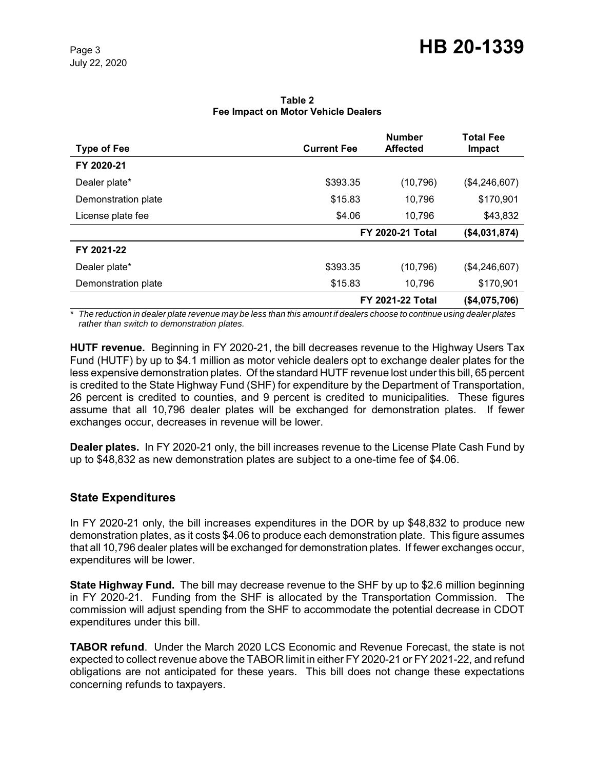**Table 2**
**Fee Impact on Motor Vehicle Dealers**

| Type of Fee | Current Fee | Number Affected | Total Fee Impact |
|---|---|---|---|
| **FY 2020-21** | | | |
| Dealer plate* | $393.35 | (10,796) | ($4,246,607) |
| Demonstration plate | $15.83 | 10,796 | $170,901 |
| License plate fee | $4.06 | 10,796 | $43,832 |
| | | **FY 2020-21 Total** | **($4,031,874)** |
| **FY 2021-22** | | | |
| Dealer plate* | $393.35 | (10,796) | ($4,246,607) |
| Demonstration plate | $15.83 | 10,796 | $170,901 |
| | | **FY 2021-22 Total** | **($4,075,706)** |

*\* The reduction in dealer plate revenue may be less than this amount if dealers choose to continue using dealer plates rather than switch to demonstration plates.*

**HUTF revenue.** Beginning in FY 2020-21, the bill decreases revenue to the Highway Users Tax Fund (HUTF) by up to $4.1 million as motor vehicle dealers opt to exchange dealer plates for the less expensive demonstration plates. Of the standard HUTF revenue lost under this bill, 65 percent is credited to the State Highway Fund (SHF) for expenditure by the Department of Transportation, 26 percent is credited to counties, and 9 percent is credited to municipalities. These figures assume that all 10,796 dealer plates will be exchanged for demonstration plates. If fewer exchanges occur, decreases in revenue will be lower.

**Dealer plates.** In FY 2020-21 only, the bill increases revenue to the License Plate Cash Fund by up to $48,832 as new demonstration plates are subject to a one-time fee of $4.06.

## State Expenditures

In FY 2020-21 only, the bill increases expenditures in the DOR by up $48,832 to produce new demonstration plates, as it costs $4.06 to produce each demonstration plate. This figure assumes that all 10,796 dealer plates will be exchanged for demonstration plates. If fewer exchanges occur, expenditures will be lower.

**State Highway Fund.** The bill may decrease revenue to the SHF by up to $2.6 million beginning in FY 2020-21. Funding from the SHF is allocated by the Transportation Commission. The commission will adjust spending from the SHF to accommodate the potential decrease in CDOT expenditures under this bill.

**TABOR refund**. Under the March 2020 LCS Economic and Revenue Forecast, the state is not expected to collect revenue above the TABOR limit in either FY 2020-21 or FY 2021-22, and refund obligations are not anticipated for these years. This bill does not change these expectations concerning refunds to taxpayers.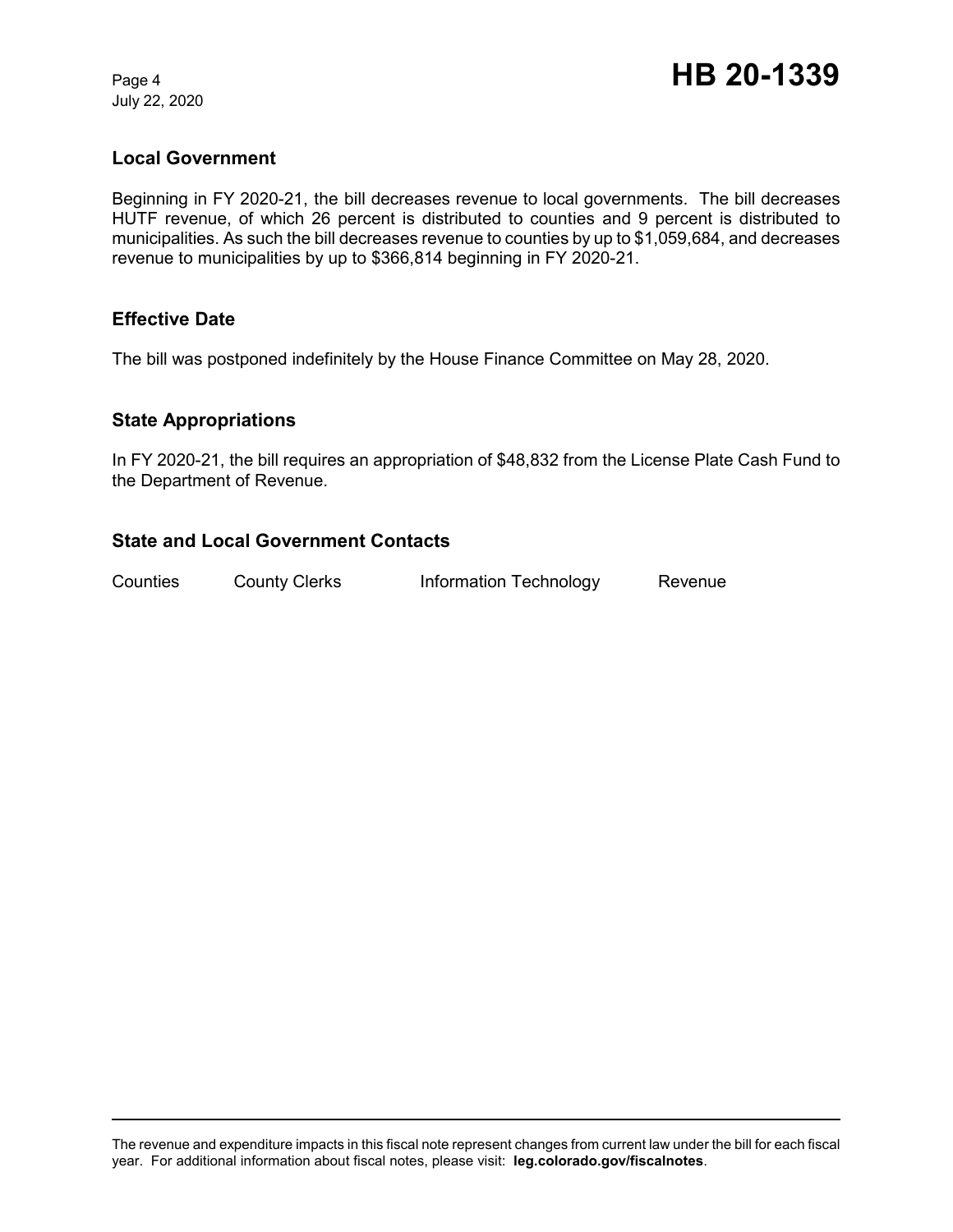## Local Government

Beginning in FY 2020-21, the bill decreases revenue to local governments. The bill decreases HUTF revenue, of which 26 percent is distributed to counties and 9 percent is distributed to municipalities. As such the bill decreases revenue to counties by up to $1,059,684, and decreases revenue to municipalities by up to $366,814 beginning in FY 2020-21.

## Effective Date

The bill was postponed indefinitely by the House Finance Committee on May 28, 2020.

## State Appropriations

In FY 2020-21, the bill requires an appropriation of $48,832 from the License Plate Cash Fund to the Department of Revenue.

## State and Local Government Contacts

| | | | |
|---|---|---|---|
| Counties | County Clerks | Information Technology | Revenue |

The revenue and expenditure impacts in this fiscal note represent changes from current law under the bill for each fiscal year. For additional information about fiscal notes, please visit: **leg.colorado.gov/fiscalnotes**.